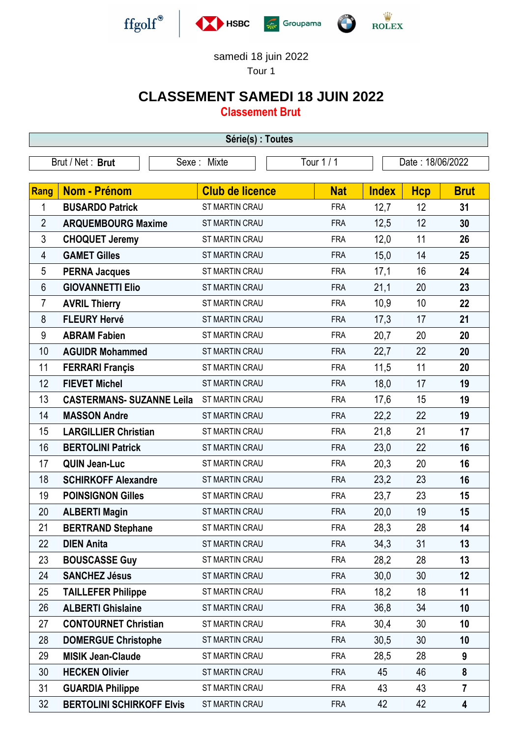ffgolf® HSBC Groupama BMW ROLEX

samedi 18 juin 2022

Tour 1

# CLASSEMENT SAMEDI 18 JUIN 2022

## Classement Brut

| Série(s) : Toutes | | | |
|---|---|---|---|
| Brut / Net : **Brut** | Sexe : Mixte | Tour 1 / 1 | Date : 18/06/2022 |

| Rang | Nom - Prénom | Club de licence | Nat | Index | Hcp | Brut |
|---|---|---|---|---|---|---|
| 1 | **BUSARDO Patrick** | ST MARTIN CRAU | FRA | 12,7 | 12 | **31** |
| 2 | **ARQUEMBOURG Maxime** | ST MARTIN CRAU | FRA | 12,5 | 12 | **30** |
| 3 | **CHOQUET Jeremy** | ST MARTIN CRAU | FRA | 12,0 | 11 | **26** |
| 4 | **GAMET Gilles** | ST MARTIN CRAU | FRA | 15,0 | 14 | **25** |
| 5 | **PERNA Jacques** | ST MARTIN CRAU | FRA | 17,1 | 16 | **24** |
| 6 | **GIOVANNETTI Elio** | ST MARTIN CRAU | FRA | 21,1 | 20 | **23** |
| 7 | **AVRIL Thierry** | ST MARTIN CRAU | FRA | 10,9 | 10 | **22** |
| 8 | **FLEURY Hervé** | ST MARTIN CRAU | FRA | 17,3 | 17 | **21** |
| 9 | **ABRAM Fabien** | ST MARTIN CRAU | FRA | 20,7 | 20 | **20** |
| 10 | **AGUIDR Mohammed** | ST MARTIN CRAU | FRA | 22,7 | 22 | **20** |
| 11 | **FERRARI Françis** | ST MARTIN CRAU | FRA | 11,5 | 11 | **20** |
| 12 | **FIEVET Michel** | ST MARTIN CRAU | FRA | 18,0 | 17 | **19** |
| 13 | **CASTERMANS- SUZANNE Leila** | ST MARTIN CRAU | FRA | 17,6 | 15 | **19** |
| 14 | **MASSON Andre** | ST MARTIN CRAU | FRA | 22,2 | 22 | **19** |
| 15 | **LARGILLIER Christian** | ST MARTIN CRAU | FRA | 21,8 | 21 | **17** |
| 16 | **BERTOLINI Patrick** | ST MARTIN CRAU | FRA | 23,0 | 22 | **16** |
| 17 | **QUIN Jean-Luc** | ST MARTIN CRAU | FRA | 20,3 | 20 | **16** |
| 18 | **SCHIRKOFF Alexandre** | ST MARTIN CRAU | FRA | 23,2 | 23 | **16** |
| 19 | **POINSIGNON Gilles** | ST MARTIN CRAU | FRA | 23,7 | 23 | **15** |
| 20 | **ALBERTI Magin** | ST MARTIN CRAU | FRA | 20,0 | 19 | **15** |
| 21 | **BERTRAND Stephane** | ST MARTIN CRAU | FRA | 28,3 | 28 | **14** |
| 22 | **DIEN Anita** | ST MARTIN CRAU | FRA | 34,3 | 31 | **13** |
| 23 | **BOUSCASSE Guy** | ST MARTIN CRAU | FRA | 28,2 | 28 | **13** |
| 24 | **SANCHEZ Jésus** | ST MARTIN CRAU | FRA | 30,0 | 30 | **12** |
| 25 | **TAILLEFER Philippe** | ST MARTIN CRAU | FRA | 18,2 | 18 | **11** |
| 26 | **ALBERTI Ghislaine** | ST MARTIN CRAU | FRA | 36,8 | 34 | **10** |
| 27 | **CONTOURNET Christian** | ST MARTIN CRAU | FRA | 30,4 | 30 | **10** |
| 28 | **DOMERGUE Christophe** | ST MARTIN CRAU | FRA | 30,5 | 30 | **10** |
| 29 | **MISIK Jean-Claude** | ST MARTIN CRAU | FRA | 28,5 | 28 | **9** |
| 30 | **HECKEN Olivier** | ST MARTIN CRAU | FRA | 45 | 46 | **8** |
| 31 | **GUARDIA Philippe** | ST MARTIN CRAU | FRA | 43 | 43 | **7** |
| 32 | **BERTOLINI SCHIRKOFF Elvis** | ST MARTIN CRAU | FRA | 42 | 42 | **4** |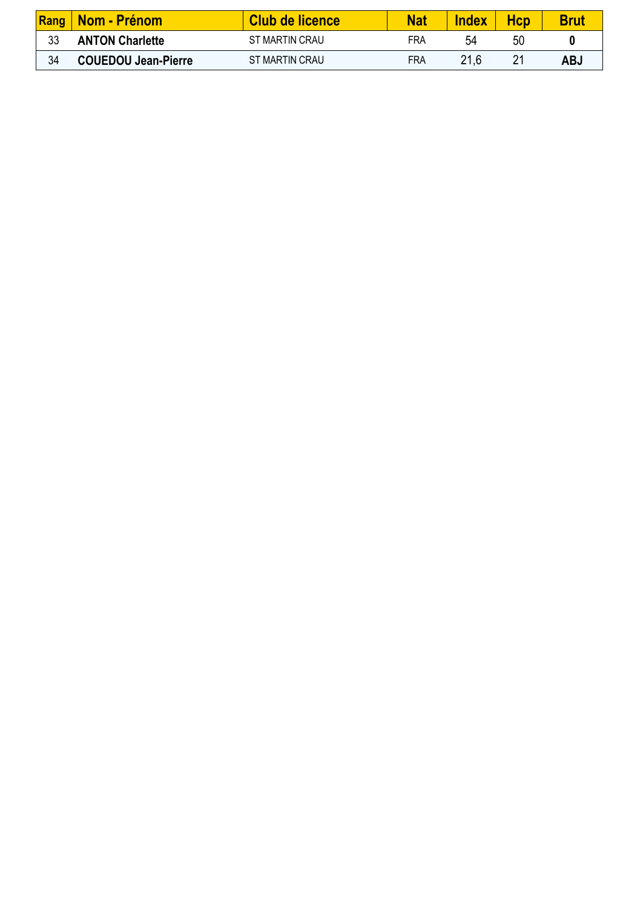| Rang | Nom - Prénom | Club de licence | Nat | Index | Hcp | Brut |
|---|---|---|---|---|---|---|
| 33 | **ANTON Charlette** | ST MARTIN CRAU | FRA | 54 | 50 | **0** |
| 34 | **COUEDOU Jean-Pierre** | ST MARTIN CRAU | FRA | 21,6 | 21 | **ABJ** |